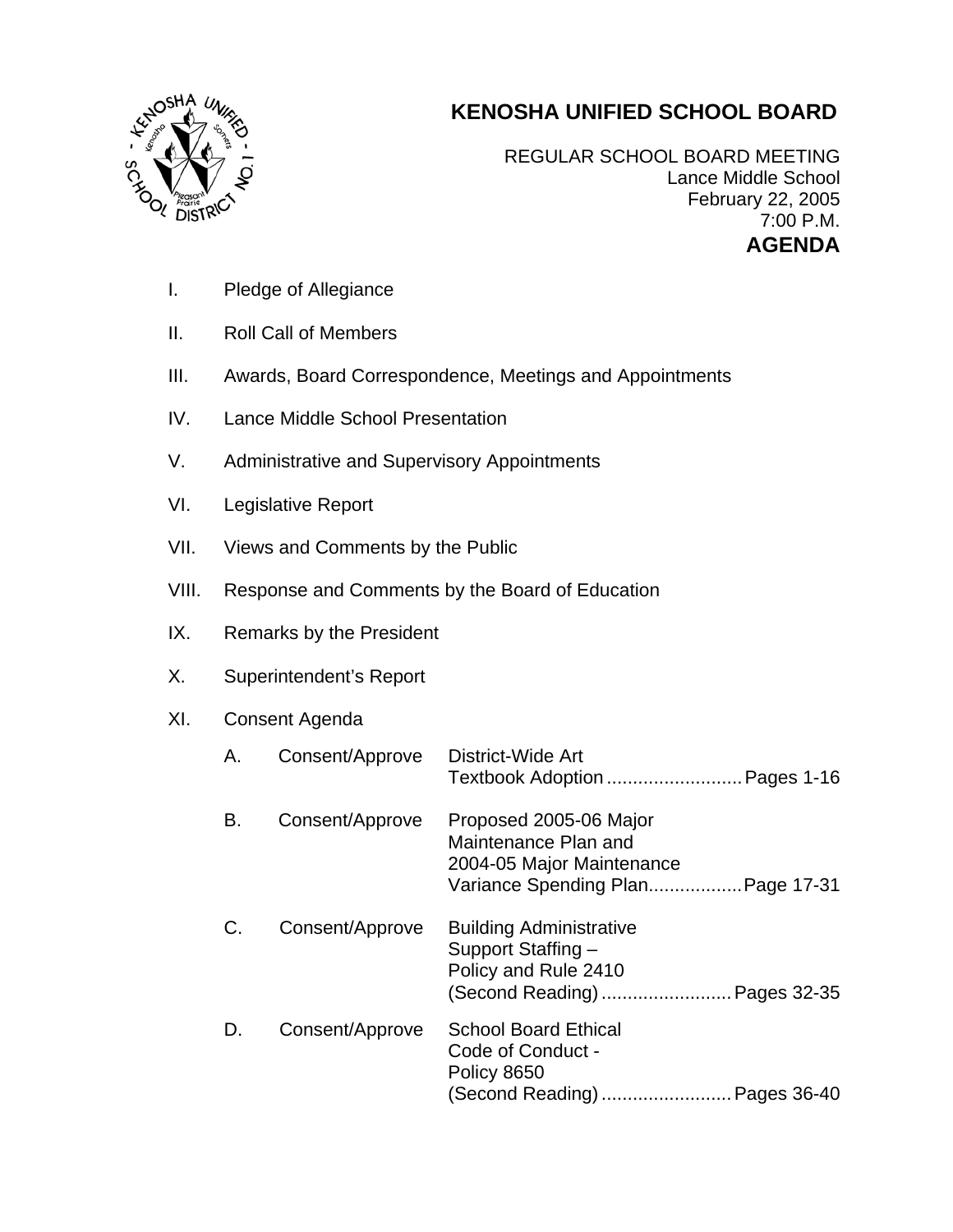# KENOSHA UNIFIED SCHOOL BOARD

REGULAR SCHOOL BOARD MEETING
Lance Middle School
February 22, 2005
7:00 P.M.

**AGENDA**

I. Pledge of Allegiance

II. Roll Call of Members

III. Awards, Board Correspondence, Meetings and Appointments

IV. Lance Middle School Presentation

V. Administrative and Supervisory Appointments

VI. Legislative Report

VII. Views and Comments by the Public

VIII. Response and Comments by the Board of Education

IX. Remarks by the President

X. Superintendent's Report

XI. Consent Agenda

| | | | |
|---|---|---|---|
| A. | Consent/Approve | District-Wide Art Textbook Adoption | Pages 1-16 |
| B. | Consent/Approve | Proposed 2005-06 Major Maintenance Plan and 2004-05 Major Maintenance Variance Spending Plan | Page 17-31 |
| C. | Consent/Approve | Building Administrative Support Staffing – Policy and Rule 2410 (Second Reading) | Pages 32-35 |
| D. | Consent/Approve | School Board Ethical Code of Conduct - Policy 8650 (Second Reading) | Pages 36-40 |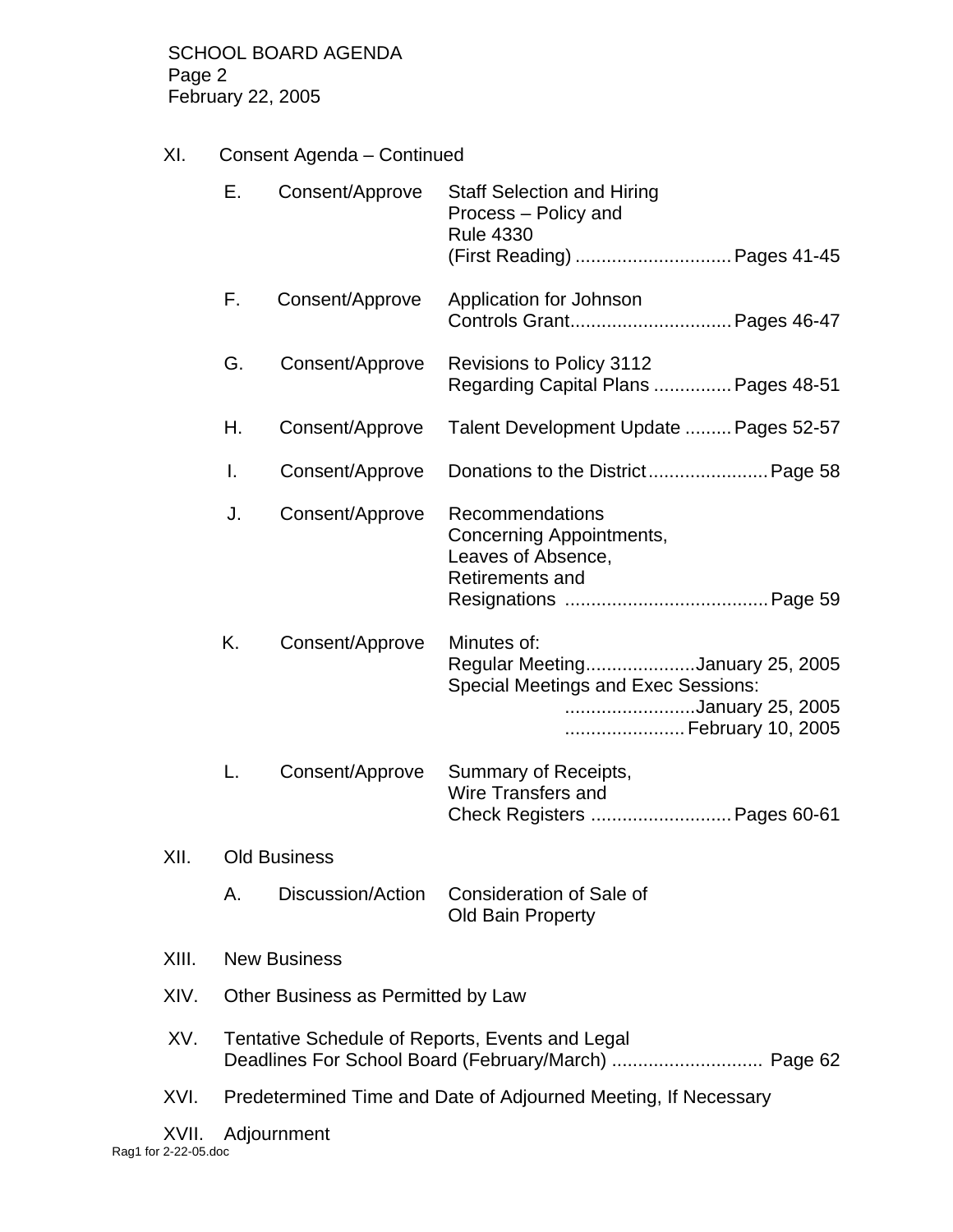XI. Consent Agenda – Continued

| | | | |
|---|---|---|---|
| E. | Consent/Approve | Staff Selection and Hiring Process – Policy and Rule 4330 (First Reading) | Pages 41-45 |
| F. | Consent/Approve | Application for Johnson Controls Grant | Pages 46-47 |
| G. | Consent/Approve | Revisions to Policy 3112 Regarding Capital Plans | Pages 48-51 |
| H. | Consent/Approve | Talent Development Update | Pages 52-57 |
| I. | Consent/Approve | Donations to the District | Page 58 |
| J. | Consent/Approve | Recommendations Concerning Appointments, Leaves of Absence, Retirements and Resignations | Page 59 |
| K. | Consent/Approve | Minutes of: Regular Meeting | January 25, 2005 |
| | | Special Meetings and Exec Sessions: | January 25, 2005 |
| | | | February 10, 2005 |
| L. | Consent/Approve | Summary of Receipts, Wire Transfers and Check Registers | Pages 60-61 |

XII. Old Business

A. Discussion/Action — Consideration of Sale of Old Bain Property

XIII. New Business

XIV. Other Business as Permitted by Law

XV. Tentative Schedule of Reports, Events and Legal Deadlines For School Board (February/March) ............................. Page 62

XVI. Predetermined Time and Date of Adjourned Meeting, If Necessary

XVII. Adjournment